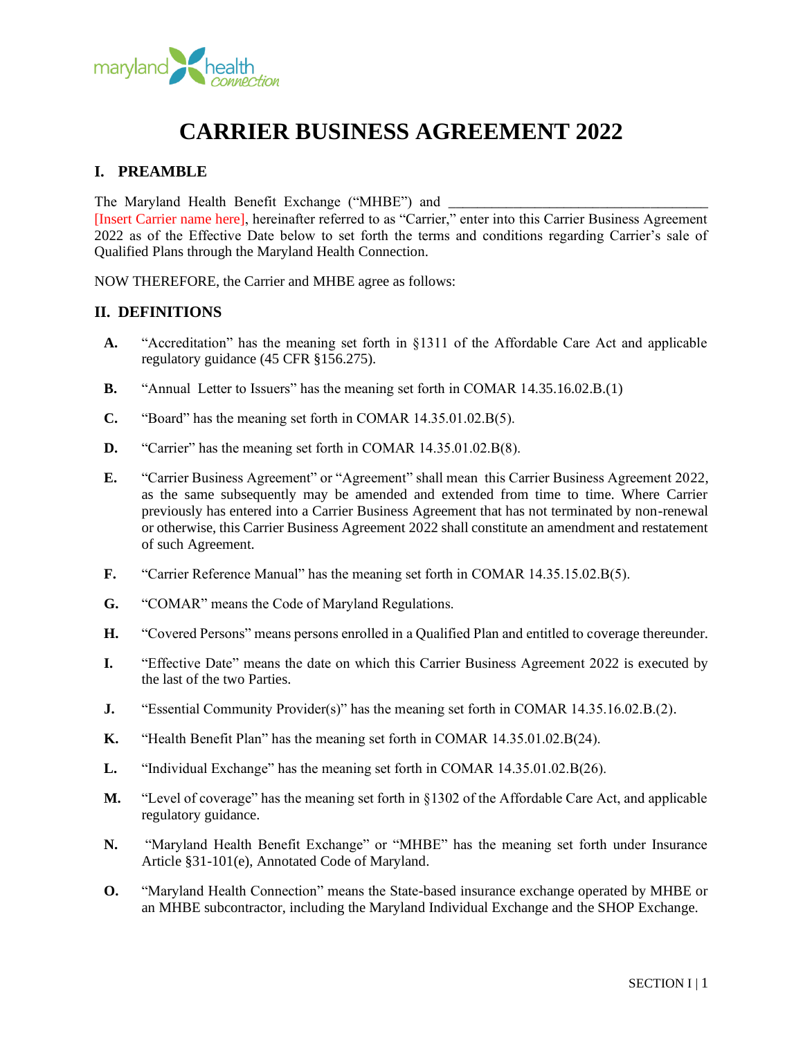# CARRIER BUSINESS AGREEMENT 2022

## I. PREAMBLE

The Maryland Health Benefit Exchange ("MHBE") and ____________________________________ [Insert Carrier name here], hereinafter referred to as "Carrier," enter into this Carrier Business Agreement 2022 as of the Effective Date below to set forth the terms and conditions regarding Carrier's sale of Qualified Plans through the Maryland Health Connection.

NOW THEREFORE, the Carrier and MHBE agree as follows:

## II. DEFINITIONS

**A.** "Accreditation" has the meaning set forth in §1311 of the Affordable Care Act and applicable regulatory guidance (45 CFR §156.275).

**B.** "Annual Letter to Issuers" has the meaning set forth in COMAR 14.35.16.02.B.(1)

**C.** "Board" has the meaning set forth in COMAR 14.35.01.02.B(5).

**D.** "Carrier" has the meaning set forth in COMAR 14.35.01.02.B(8).

**E.** "Carrier Business Agreement" or "Agreement" shall mean this Carrier Business Agreement 2022, as the same subsequently may be amended and extended from time to time. Where Carrier previously has entered into a Carrier Business Agreement that has not terminated by non-renewal or otherwise, this Carrier Business Agreement 2022 shall constitute an amendment and restatement of such Agreement.

**F.** "Carrier Reference Manual" has the meaning set forth in COMAR 14.35.15.02.B(5).

**G.** "COMAR" means the Code of Maryland Regulations.

**H.** "Covered Persons" means persons enrolled in a Qualified Plan and entitled to coverage thereunder.

**I.** "Effective Date" means the date on which this Carrier Business Agreement 2022 is executed by the last of the two Parties.

**J.** "Essential Community Provider(s)" has the meaning set forth in COMAR 14.35.16.02.B.(2).

**K.** "Health Benefit Plan" has the meaning set forth in COMAR 14.35.01.02.B(24).

**L.** "Individual Exchange" has the meaning set forth in COMAR 14.35.01.02.B(26).

**M.** "Level of coverage" has the meaning set forth in §1302 of the Affordable Care Act, and applicable regulatory guidance.

**N.** "Maryland Health Benefit Exchange" or "MHBE" has the meaning set forth under Insurance Article §31-101(e), Annotated Code of Maryland.

**O.** "Maryland Health Connection" means the State-based insurance exchange operated by MHBE or an MHBE subcontractor, including the Maryland Individual Exchange and the SHOP Exchange.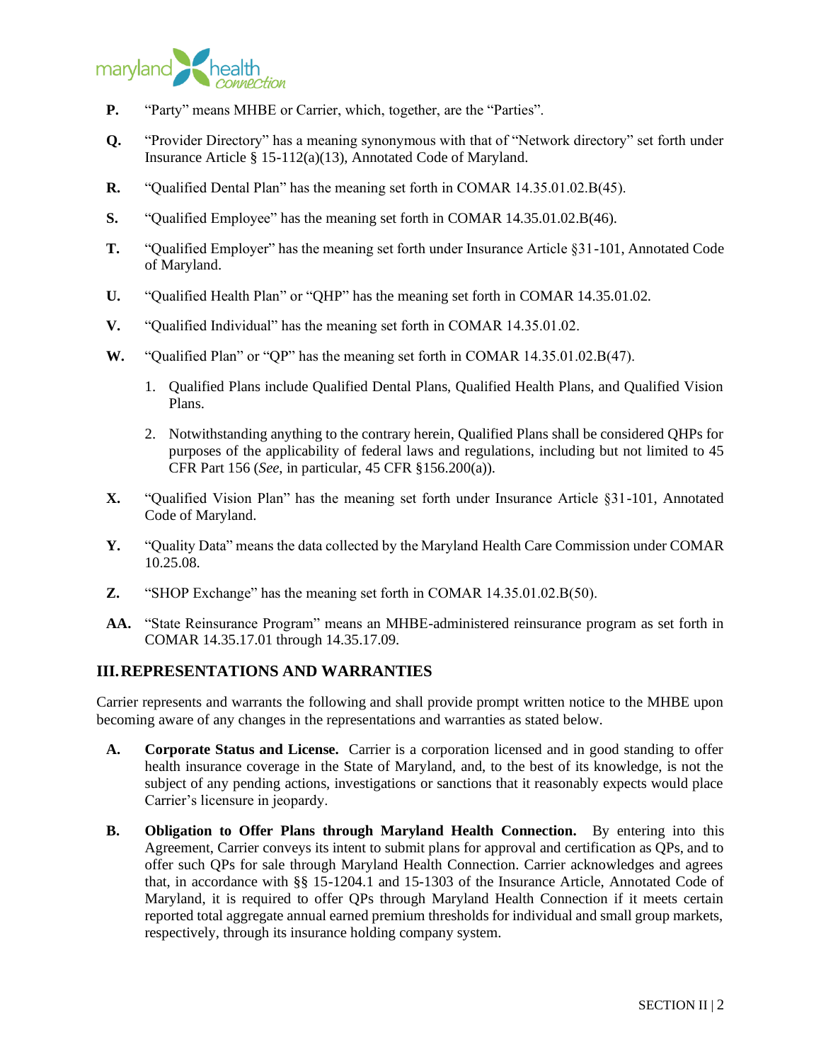**P.** "Party" means MHBE or Carrier, which, together, are the "Parties".

**Q.** "Provider Directory" has a meaning synonymous with that of "Network directory" set forth under Insurance Article § 15-112(a)(13), Annotated Code of Maryland.

**R.** "Qualified Dental Plan" has the meaning set forth in COMAR 14.35.01.02.B(45).

**S.** "Qualified Employee" has the meaning set forth in COMAR 14.35.01.02.B(46).

**T.** "Qualified Employer" has the meaning set forth under Insurance Article §31-101, Annotated Code of Maryland.

**U.** "Qualified Health Plan" or "QHP" has the meaning set forth in COMAR 14.35.01.02.

**V.** "Qualified Individual" has the meaning set forth in COMAR 14.35.01.02.

**W.** "Qualified Plan" or "QP" has the meaning set forth in COMAR 14.35.01.02.B(47).

1. Qualified Plans include Qualified Dental Plans, Qualified Health Plans, and Qualified Vision Plans.
2. Notwithstanding anything to the contrary herein, Qualified Plans shall be considered QHPs for purposes of the applicability of federal laws and regulations, including but not limited to 45 CFR Part 156 (*See*, in particular, 45 CFR §156.200(a)).

**X.** "Qualified Vision Plan" has the meaning set forth under Insurance Article §31-101, Annotated Code of Maryland.

**Y.** "Quality Data" means the data collected by the Maryland Health Care Commission under COMAR 10.25.08.

**Z.** "SHOP Exchange" has the meaning set forth in COMAR 14.35.01.02.B(50).

**AA.** "State Reinsurance Program" means an MHBE-administered reinsurance program as set forth in COMAR 14.35.17.01 through 14.35.17.09.

## III. REPRESENTATIONS AND WARRANTIES

Carrier represents and warrants the following and shall provide prompt written notice to the MHBE upon becoming aware of any changes in the representations and warranties as stated below.

**A.** **Corporate Status and License.** Carrier is a corporation licensed and in good standing to offer health insurance coverage in the State of Maryland, and, to the best of its knowledge, is not the subject of any pending actions, investigations or sanctions that it reasonably expects would place Carrier's licensure in jeopardy.

**B.** **Obligation to Offer Plans through Maryland Health Connection.** By entering into this Agreement, Carrier conveys its intent to submit plans for approval and certification as QPs, and to offer such QPs for sale through Maryland Health Connection. Carrier acknowledges and agrees that, in accordance with §§ 15-1204.1 and 15-1303 of the Insurance Article, Annotated Code of Maryland, it is required to offer QPs through Maryland Health Connection if it meets certain reported total aggregate annual earned premium thresholds for individual and small group markets, respectively, through its insurance holding company system.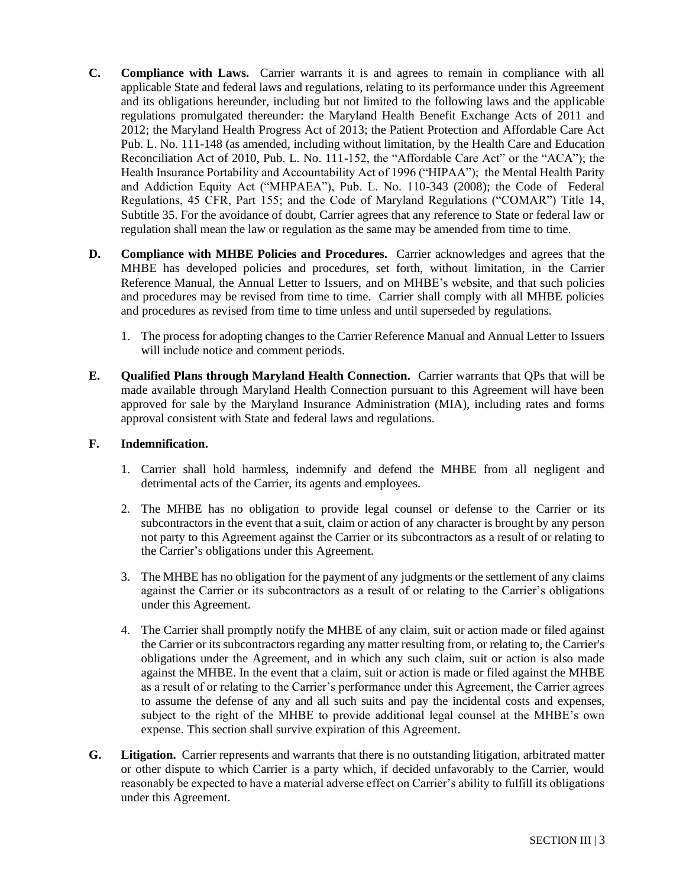**C. Compliance with Laws.** Carrier warrants it is and agrees to remain in compliance with all applicable State and federal laws and regulations, relating to its performance under this Agreement and its obligations hereunder, including but not limited to the following laws and the applicable regulations promulgated thereunder: the Maryland Health Benefit Exchange Acts of 2011 and 2012; the Maryland Health Progress Act of 2013; the Patient Protection and Affordable Care Act Pub. L. No. 111-148 (as amended, including without limitation, by the Health Care and Education Reconciliation Act of 2010, Pub. L. No. 111-152, the "Affordable Care Act" or the "ACA"); the Health Insurance Portability and Accountability Act of 1996 ("HIPAA"); the Mental Health Parity and Addiction Equity Act ("MHPAEA"), Pub. L. No. 110-343 (2008); the Code of Federal Regulations, 45 CFR, Part 155; and the Code of Maryland Regulations ("COMAR") Title 14, Subtitle 35. For the avoidance of doubt, Carrier agrees that any reference to State or federal law or regulation shall mean the law or regulation as the same may be amended from time to time.

**D. Compliance with MHBE Policies and Procedures.** Carrier acknowledges and agrees that the MHBE has developed policies and procedures, set forth, without limitation, in the Carrier Reference Manual, the Annual Letter to Issuers, and on MHBE's website, and that such policies and procedures may be revised from time to time. Carrier shall comply with all MHBE policies and procedures as revised from time to time unless and until superseded by regulations.

1. The process for adopting changes to the Carrier Reference Manual and Annual Letter to Issuers will include notice and comment periods.

**E. Qualified Plans through Maryland Health Connection.** Carrier warrants that QPs that will be made available through Maryland Health Connection pursuant to this Agreement will have been approved for sale by the Maryland Insurance Administration (MIA), including rates and forms approval consistent with State and federal laws and regulations.

**F. Indemnification.**

1. Carrier shall hold harmless, indemnify and defend the MHBE from all negligent and detrimental acts of the Carrier, its agents and employees.

2. The MHBE has no obligation to provide legal counsel or defense to the Carrier or its subcontractors in the event that a suit, claim or action of any character is brought by any person not party to this Agreement against the Carrier or its subcontractors as a result of or relating to the Carrier's obligations under this Agreement.

3. The MHBE has no obligation for the payment of any judgments or the settlement of any claims against the Carrier or its subcontractors as a result of or relating to the Carrier's obligations under this Agreement.

4. The Carrier shall promptly notify the MHBE of any claim, suit or action made or filed against the Carrier or its subcontractors regarding any matter resulting from, or relating to, the Carrier's obligations under the Agreement, and in which any such claim, suit or action is also made against the MHBE. In the event that a claim, suit or action is made or filed against the MHBE as a result of or relating to the Carrier's performance under this Agreement, the Carrier agrees to assume the defense of any and all such suits and pay the incidental costs and expenses, subject to the right of the MHBE to provide additional legal counsel at the MHBE's own expense. This section shall survive expiration of this Agreement.

**G. Litigation.** Carrier represents and warrants that there is no outstanding litigation, arbitrated matter or other dispute to which Carrier is a party which, if decided unfavorably to the Carrier, would reasonably be expected to have a material adverse effect on Carrier's ability to fulfill its obligations under this Agreement.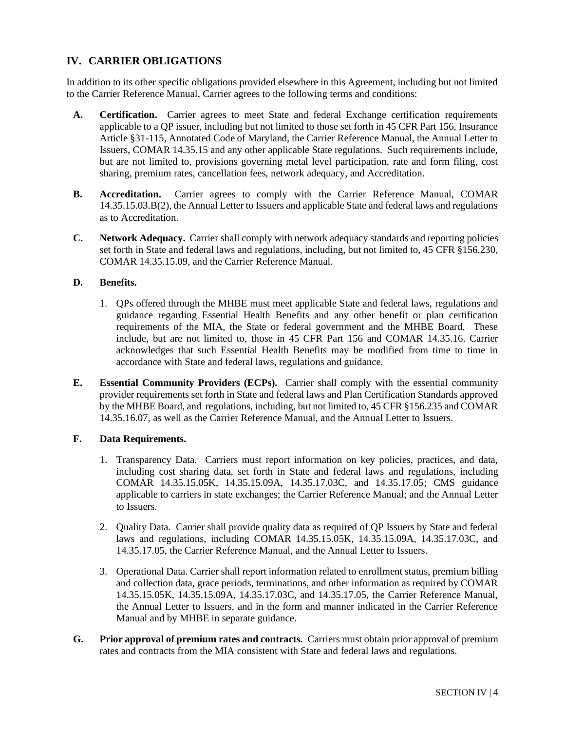## IV. CARRIER OBLIGATIONS

In addition to its other specific obligations provided elsewhere in this Agreement, including but not limited to the Carrier Reference Manual, Carrier agrees to the following terms and conditions:

**A. Certification.** Carrier agrees to meet State and federal Exchange certification requirements applicable to a QP issuer, including but not limited to those set forth in 45 CFR Part 156, Insurance Article §31-115, Annotated Code of Maryland, the Carrier Reference Manual, the Annual Letter to Issuers, COMAR 14.35.15 and any other applicable State regulations. Such requirements include, but are not limited to, provisions governing metal level participation, rate and form filing, cost sharing, premium rates, cancellation fees, network adequacy, and Accreditation.

**B. Accreditation.** Carrier agrees to comply with the Carrier Reference Manual, COMAR 14.35.15.03.B(2), the Annual Letter to Issuers and applicable State and federal laws and regulations as to Accreditation.

**C. Network Adequacy.** Carrier shall comply with network adequacy standards and reporting policies set forth in State and federal laws and regulations, including, but not limited to, 45 CFR §156.230, COMAR 14.35.15.09, and the Carrier Reference Manual.

**D. Benefits.**

1. QPs offered through the MHBE must meet applicable State and federal laws, regulations and guidance regarding Essential Health Benefits and any other benefit or plan certification requirements of the MIA, the State or federal government and the MHBE Board. These include, but are not limited to, those in 45 CFR Part 156 and COMAR 14.35.16. Carrier acknowledges that such Essential Health Benefits may be modified from time to time in accordance with State and federal laws, regulations and guidance.

**E. Essential Community Providers (ECPs).** Carrier shall comply with the essential community provider requirements set forth in State and federal laws and Plan Certification Standards approved by the MHBE Board, and regulations, including, but not limited to, 45 CFR §156.235 and COMAR 14.35.16.07, as well as the Carrier Reference Manual, and the Annual Letter to Issuers.

**F. Data Requirements.**

1. Transparency Data. Carriers must report information on key policies, practices, and data, including cost sharing data, set forth in State and federal laws and regulations, including COMAR 14.35.15.05K, 14.35.15.09A, 14.35.17.03C, and 14.35.17.05; CMS guidance applicable to carriers in state exchanges; the Carrier Reference Manual; and the Annual Letter to Issuers.

2. Quality Data. Carrier shall provide quality data as required of QP Issuers by State and federal laws and regulations, including COMAR 14.35.15.05K, 14.35.15.09A, 14.35.17.03C, and 14.35.17.05, the Carrier Reference Manual, and the Annual Letter to Issuers.

3. Operational Data. Carrier shall report information related to enrollment status, premium billing and collection data, grace periods, terminations, and other information as required by COMAR 14.35.15.05K, 14.35.15.09A, 14.35.17.03C, and 14.35.17.05, the Carrier Reference Manual, the Annual Letter to Issuers, and in the form and manner indicated in the Carrier Reference Manual and by MHBE in separate guidance.

**G. Prior approval of premium rates and contracts.** Carriers must obtain prior approval of premium rates and contracts from the MIA consistent with State and federal laws and regulations.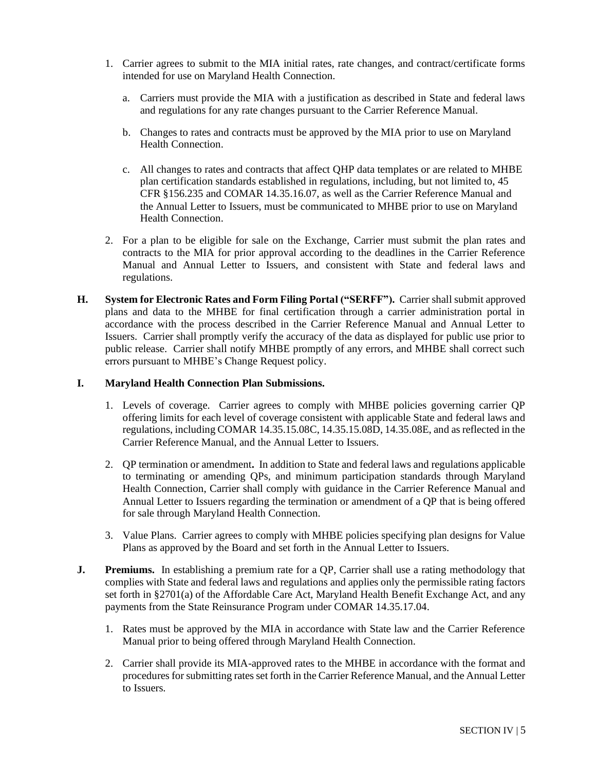1. Carrier agrees to submit to the MIA initial rates, rate changes, and contract/certificate forms intended for use on Maryland Health Connection.

   a. Carriers must provide the MIA with a justification as described in State and federal laws and regulations for any rate changes pursuant to the Carrier Reference Manual.

   b. Changes to rates and contracts must be approved by the MIA prior to use on Maryland Health Connection.

   c. All changes to rates and contracts that affect QHP data templates or are related to MHBE plan certification standards established in regulations, including, but not limited to, 45 CFR §156.235 and COMAR 14.35.16.07, as well as the Carrier Reference Manual and the Annual Letter to Issuers, must be communicated to MHBE prior to use on Maryland Health Connection.

2. For a plan to be eligible for sale on the Exchange, Carrier must submit the plan rates and contracts to the MIA for prior approval according to the deadlines in the Carrier Reference Manual and Annual Letter to Issuers, and consistent with State and federal laws and regulations.

**H. System for Electronic Rates and Form Filing Portal ("SERFF").** Carrier shall submit approved plans and data to the MHBE for final certification through a carrier administration portal in accordance with the process described in the Carrier Reference Manual and Annual Letter to Issuers. Carrier shall promptly verify the accuracy of the data as displayed for public use prior to public release. Carrier shall notify MHBE promptly of any errors, and MHBE shall correct such errors pursuant to MHBE's Change Request policy.

**I. Maryland Health Connection Plan Submissions.**

1. Levels of coverage. Carrier agrees to comply with MHBE policies governing carrier QP offering limits for each level of coverage consistent with applicable State and federal laws and regulations, including COMAR 14.35.15.08C, 14.35.15.08D, 14.35.08E, and as reflected in the Carrier Reference Manual, and the Annual Letter to Issuers.

2. QP termination or amendment**.** In addition to State and federal laws and regulations applicable to terminating or amending QPs, and minimum participation standards through Maryland Health Connection, Carrier shall comply with guidance in the Carrier Reference Manual and Annual Letter to Issuers regarding the termination or amendment of a QP that is being offered for sale through Maryland Health Connection.

3. Value Plans. Carrier agrees to comply with MHBE policies specifying plan designs for Value Plans as approved by the Board and set forth in the Annual Letter to Issuers.

**J. Premiums.** In establishing a premium rate for a QP, Carrier shall use a rating methodology that complies with State and federal laws and regulations and applies only the permissible rating factors set forth in §2701(a) of the Affordable Care Act, Maryland Health Benefit Exchange Act, and any payments from the State Reinsurance Program under COMAR 14.35.17.04.

1. Rates must be approved by the MIA in accordance with State law and the Carrier Reference Manual prior to being offered through Maryland Health Connection.

2. Carrier shall provide its MIA-approved rates to the MHBE in accordance with the format and procedures for submitting rates set forth in the Carrier Reference Manual, and the Annual Letter to Issuers.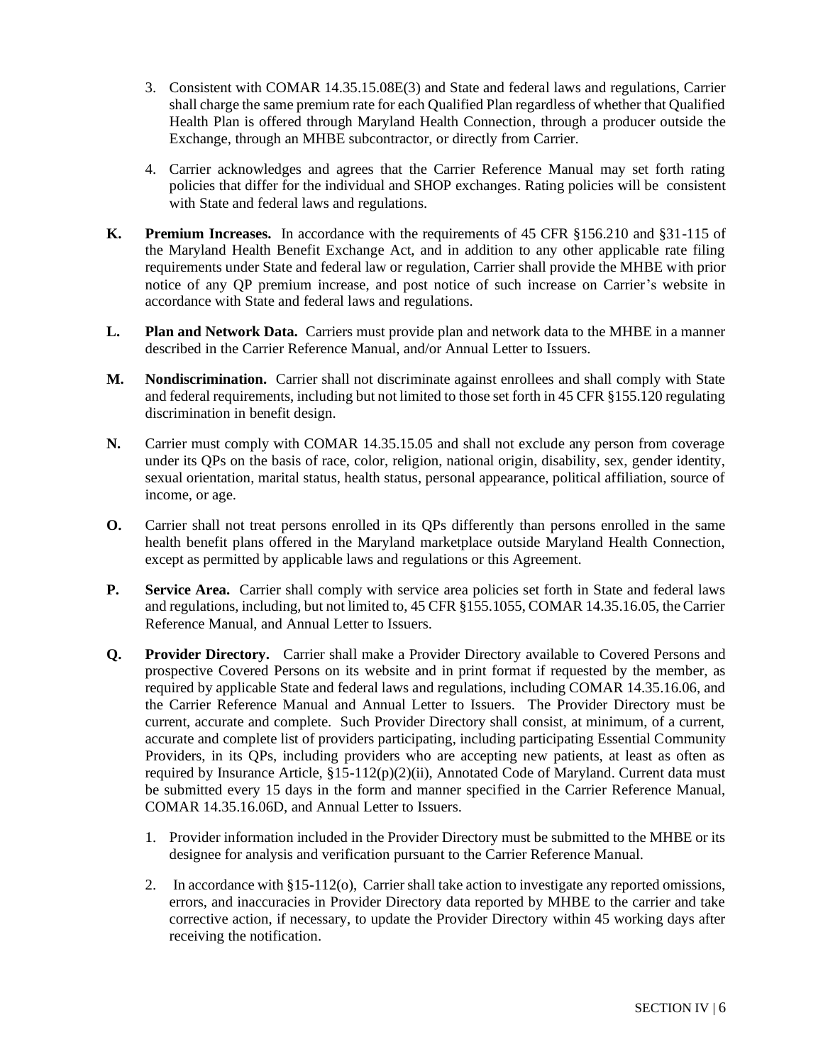3. Consistent with COMAR 14.35.15.08E(3) and State and federal laws and regulations, Carrier shall charge the same premium rate for each Qualified Plan regardless of whether that Qualified Health Plan is offered through Maryland Health Connection, through a producer outside the Exchange, through an MHBE subcontractor, or directly from Carrier.

4. Carrier acknowledges and agrees that the Carrier Reference Manual may set forth rating policies that differ for the individual and SHOP exchanges. Rating policies will be consistent with State and federal laws and regulations.

**K. Premium Increases.** In accordance with the requirements of 45 CFR §156.210 and §31-115 of the Maryland Health Benefit Exchange Act, and in addition to any other applicable rate filing requirements under State and federal law or regulation, Carrier shall provide the MHBE with prior notice of any QP premium increase, and post notice of such increase on Carrier's website in accordance with State and federal laws and regulations.

**L. Plan and Network Data.** Carriers must provide plan and network data to the MHBE in a manner described in the Carrier Reference Manual, and/or Annual Letter to Issuers.

**M. Nondiscrimination.** Carrier shall not discriminate against enrollees and shall comply with State and federal requirements, including but not limited to those set forth in 45 CFR §155.120 regulating discrimination in benefit design.

**N.** Carrier must comply with COMAR 14.35.15.05 and shall not exclude any person from coverage under its QPs on the basis of race, color, religion, national origin, disability, sex, gender identity, sexual orientation, marital status, health status, personal appearance, political affiliation, source of income, or age.

**O.** Carrier shall not treat persons enrolled in its QPs differently than persons enrolled in the same health benefit plans offered in the Maryland marketplace outside Maryland Health Connection, except as permitted by applicable laws and regulations or this Agreement.

**P. Service Area.** Carrier shall comply with service area policies set forth in State and federal laws and regulations, including, but not limited to, 45 CFR §155.1055, COMAR 14.35.16.05, the Carrier Reference Manual, and Annual Letter to Issuers.

**Q. Provider Directory.** Carrier shall make a Provider Directory available to Covered Persons and prospective Covered Persons on its website and in print format if requested by the member, as required by applicable State and federal laws and regulations, including COMAR 14.35.16.06, and the Carrier Reference Manual and Annual Letter to Issuers. The Provider Directory must be current, accurate and complete. Such Provider Directory shall consist, at minimum, of a current, accurate and complete list of providers participating, including participating Essential Community Providers, in its QPs, including providers who are accepting new patients, at least as often as required by Insurance Article, §15-112(p)(2)(ii), Annotated Code of Maryland. Current data must be submitted every 15 days in the form and manner specified in the Carrier Reference Manual, COMAR 14.35.16.06D, and Annual Letter to Issuers.

1. Provider information included in the Provider Directory must be submitted to the MHBE or its designee for analysis and verification pursuant to the Carrier Reference Manual.

2. In accordance with §15-112(o), Carrier shall take action to investigate any reported omissions, errors, and inaccuracies in Provider Directory data reported by MHBE to the carrier and take corrective action, if necessary, to update the Provider Directory within 45 working days after receiving the notification.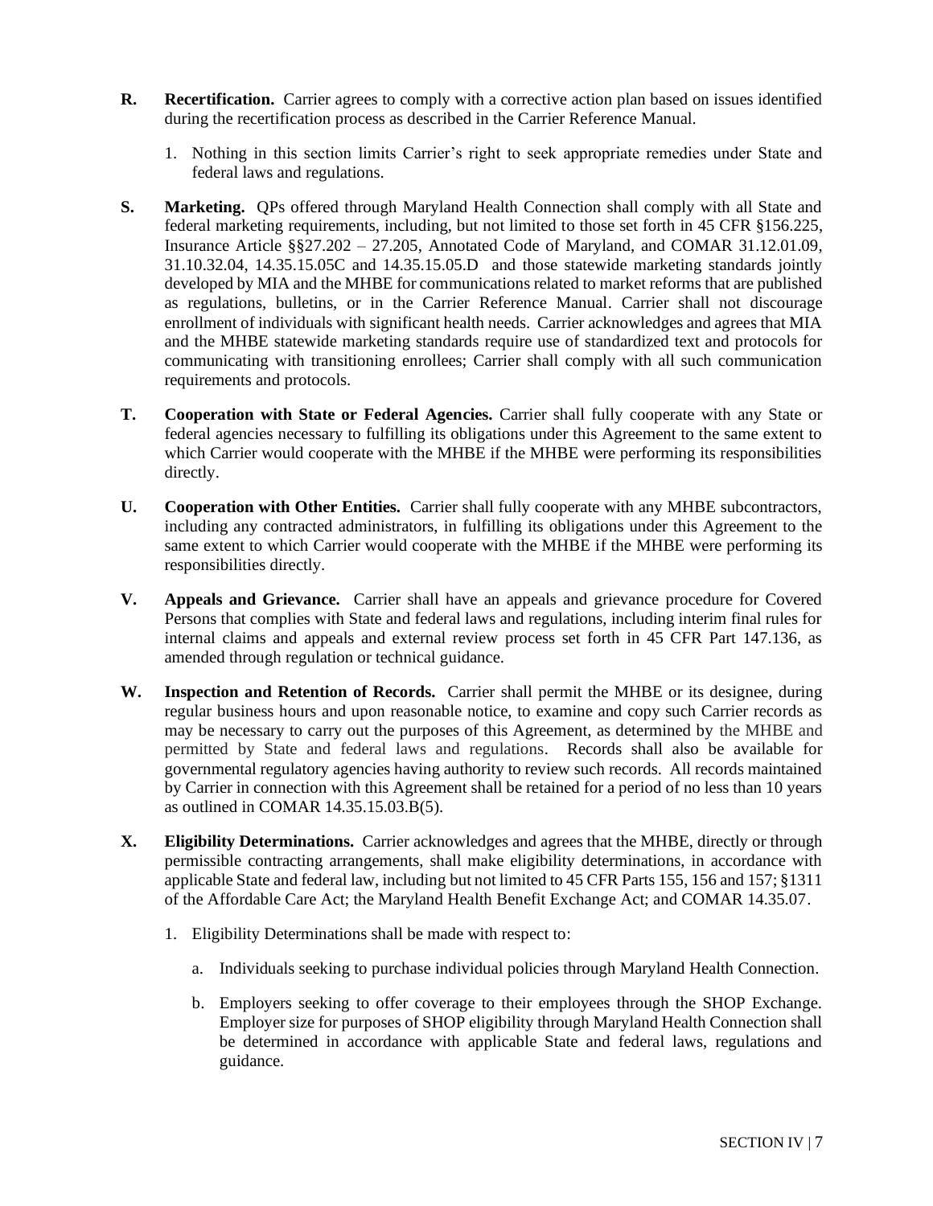**R.** **Recertification.** Carrier agrees to comply with a corrective action plan based on issues identified during the recertification process as described in the Carrier Reference Manual.

1. Nothing in this section limits Carrier's right to seek appropriate remedies under State and federal laws and regulations.

**S.** **Marketing.** QPs offered through Maryland Health Connection shall comply with all State and federal marketing requirements, including, but not limited to those set forth in 45 CFR §156.225, Insurance Article §§27.202 – 27.205, Annotated Code of Maryland, and COMAR 31.12.01.09, 31.10.32.04, 14.35.15.05C and 14.35.15.05.D and those statewide marketing standards jointly developed by MIA and the MHBE for communications related to market reforms that are published as regulations, bulletins, or in the Carrier Reference Manual. Carrier shall not discourage enrollment of individuals with significant health needs. Carrier acknowledges and agrees that MIA and the MHBE statewide marketing standards require use of standardized text and protocols for communicating with transitioning enrollees; Carrier shall comply with all such communication requirements and protocols.

**T.** **Cooperation with State or Federal Agencies.** Carrier shall fully cooperate with any State or federal agencies necessary to fulfilling its obligations under this Agreement to the same extent to which Carrier would cooperate with the MHBE if the MHBE were performing its responsibilities directly.

**U.** **Cooperation with Other Entities.** Carrier shall fully cooperate with any MHBE subcontractors, including any contracted administrators, in fulfilling its obligations under this Agreement to the same extent to which Carrier would cooperate with the MHBE if the MHBE were performing its responsibilities directly.

**V.** **Appeals and Grievance.** Carrier shall have an appeals and grievance procedure for Covered Persons that complies with State and federal laws and regulations, including interim final rules for internal claims and appeals and external review process set forth in 45 CFR Part 147.136, as amended through regulation or technical guidance.

**W.** **Inspection and Retention of Records.** Carrier shall permit the MHBE or its designee, during regular business hours and upon reasonable notice, to examine and copy such Carrier records as may be necessary to carry out the purposes of this Agreement, as determined by the MHBE and permitted by State and federal laws and regulations. Records shall also be available for governmental regulatory agencies having authority to review such records. All records maintained by Carrier in connection with this Agreement shall be retained for a period of no less than 10 years as outlined in COMAR 14.35.15.03.B(5).

**X.** **Eligibility Determinations.** Carrier acknowledges and agrees that the MHBE, directly or through permissible contracting arrangements, shall make eligibility determinations, in accordance with applicable State and federal law, including but not limited to 45 CFR Parts 155, 156 and 157; §1311 of the Affordable Care Act; the Maryland Health Benefit Exchange Act; and COMAR 14.35.07.

1. Eligibility Determinations shall be made with respect to:

    a. Individuals seeking to purchase individual policies through Maryland Health Connection.

    b. Employers seeking to offer coverage to their employees through the SHOP Exchange. Employer size for purposes of SHOP eligibility through Maryland Health Connection shall be determined in accordance with applicable State and federal laws, regulations and guidance.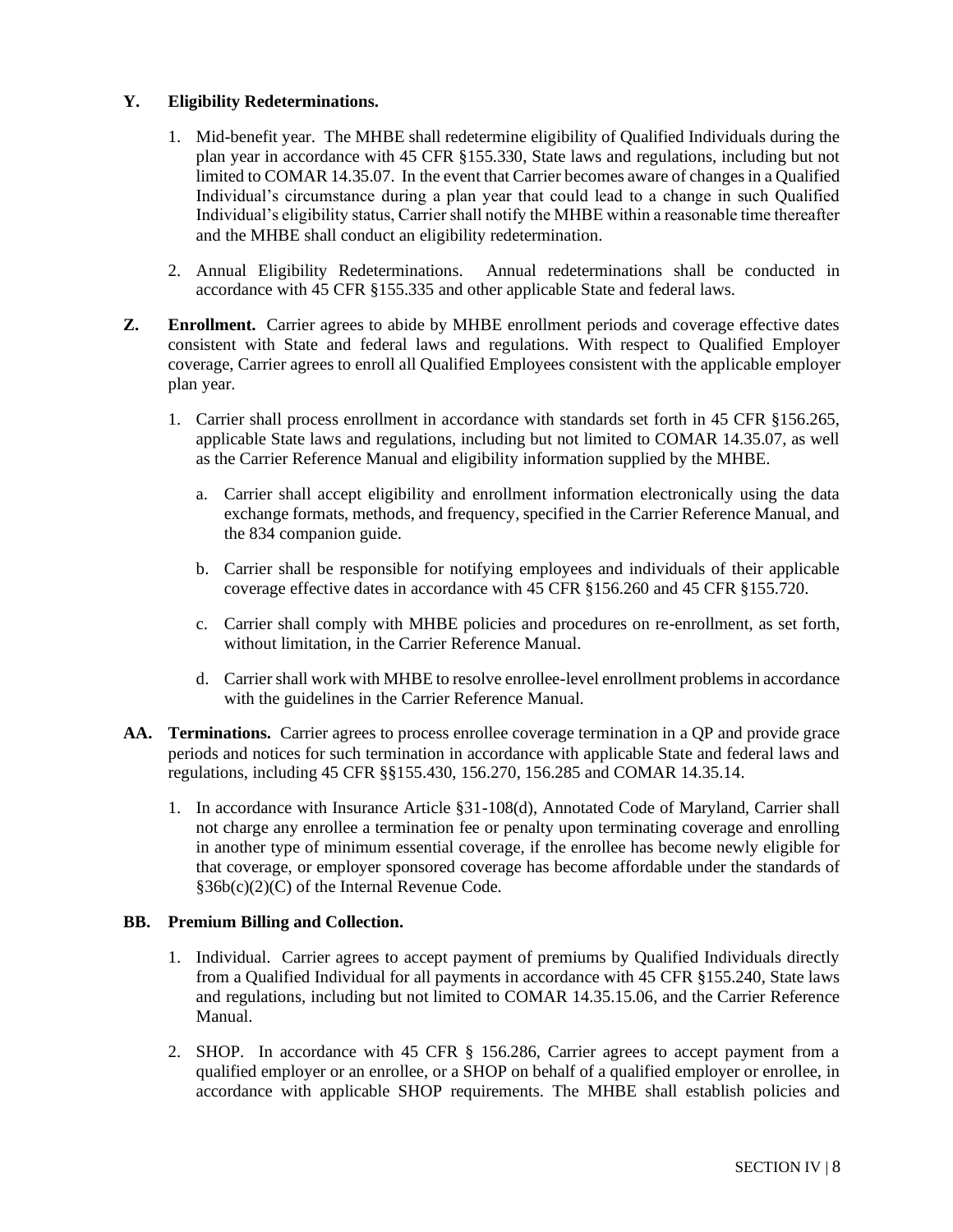**Y. Eligibility Redeterminations.**

1. Mid-benefit year. The MHBE shall redetermine eligibility of Qualified Individuals during the plan year in accordance with 45 CFR §155.330, State laws and regulations, including but not limited to COMAR 14.35.07. In the event that Carrier becomes aware of changes in a Qualified Individual's circumstance during a plan year that could lead to a change in such Qualified Individual's eligibility status, Carrier shall notify the MHBE within a reasonable time thereafter and the MHBE shall conduct an eligibility redetermination.

2. Annual Eligibility Redeterminations. Annual redeterminations shall be conducted in accordance with 45 CFR §155.335 and other applicable State and federal laws.

**Z. Enrollment.** Carrier agrees to abide by MHBE enrollment periods and coverage effective dates consistent with State and federal laws and regulations. With respect to Qualified Employer coverage, Carrier agrees to enroll all Qualified Employees consistent with the applicable employer plan year.

1. Carrier shall process enrollment in accordance with standards set forth in 45 CFR §156.265, applicable State laws and regulations, including but not limited to COMAR 14.35.07, as well as the Carrier Reference Manual and eligibility information supplied by the MHBE.

   a. Carrier shall accept eligibility and enrollment information electronically using the data exchange formats, methods, and frequency, specified in the Carrier Reference Manual, and the 834 companion guide.

   b. Carrier shall be responsible for notifying employees and individuals of their applicable coverage effective dates in accordance with 45 CFR §156.260 and 45 CFR §155.720.

   c. Carrier shall comply with MHBE policies and procedures on re-enrollment, as set forth, without limitation, in the Carrier Reference Manual.

   d. Carrier shall work with MHBE to resolve enrollee-level enrollment problems in accordance with the guidelines in the Carrier Reference Manual.

**AA. Terminations.** Carrier agrees to process enrollee coverage termination in a QP and provide grace periods and notices for such termination in accordance with applicable State and federal laws and regulations, including 45 CFR §§155.430, 156.270, 156.285 and COMAR 14.35.14.

1. In accordance with Insurance Article §31-108(d), Annotated Code of Maryland, Carrier shall not charge any enrollee a termination fee or penalty upon terminating coverage and enrolling in another type of minimum essential coverage, if the enrollee has become newly eligible for that coverage, or employer sponsored coverage has become affordable under the standards of §36b(c)(2)(C) of the Internal Revenue Code.

**BB. Premium Billing and Collection.**

1. Individual. Carrier agrees to accept payment of premiums by Qualified Individuals directly from a Qualified Individual for all payments in accordance with 45 CFR §155.240, State laws and regulations, including but not limited to COMAR 14.35.15.06, and the Carrier Reference Manual.

2. SHOP. In accordance with 45 CFR § 156.286, Carrier agrees to accept payment from a qualified employer or an enrollee, or a SHOP on behalf of a qualified employer or enrollee, in accordance with applicable SHOP requirements. The MHBE shall establish policies and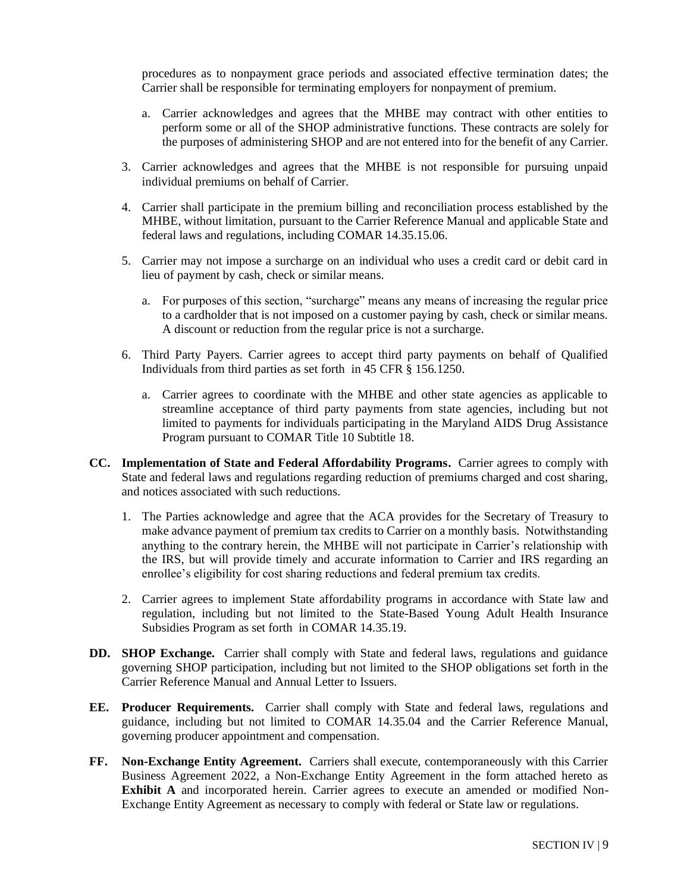procedures as to nonpayment grace periods and associated effective termination dates; the Carrier shall be responsible for terminating employers for nonpayment of premium.

   a. Carrier acknowledges and agrees that the MHBE may contract with other entities to perform some or all of the SHOP administrative functions. These contracts are solely for the purposes of administering SHOP and are not entered into for the benefit of any Carrier.

3. Carrier acknowledges and agrees that the MHBE is not responsible for pursuing unpaid individual premiums on behalf of Carrier.

4. Carrier shall participate in the premium billing and reconciliation process established by the MHBE, without limitation, pursuant to the Carrier Reference Manual and applicable State and federal laws and regulations, including COMAR 14.35.15.06.

5. Carrier may not impose a surcharge on an individual who uses a credit card or debit card in lieu of payment by cash, check or similar means.

   a. For purposes of this section, "surcharge" means any means of increasing the regular price to a cardholder that is not imposed on a customer paying by cash, check or similar means. A discount or reduction from the regular price is not a surcharge.

6. Third Party Payers. Carrier agrees to accept third party payments on behalf of Qualified Individuals from third parties as set forth in 45 CFR § 156.1250.

   a. Carrier agrees to coordinate with the MHBE and other state agencies as applicable to streamline acceptance of third party payments from state agencies, including but not limited to payments for individuals participating in the Maryland AIDS Drug Assistance Program pursuant to COMAR Title 10 Subtitle 18.

**CC. Implementation of State and Federal Affordability Programs.** Carrier agrees to comply with State and federal laws and regulations regarding reduction of premiums charged and cost sharing, and notices associated with such reductions.

1. The Parties acknowledge and agree that the ACA provides for the Secretary of Treasury to make advance payment of premium tax credits to Carrier on a monthly basis. Notwithstanding anything to the contrary herein, the MHBE will not participate in Carrier's relationship with the IRS, but will provide timely and accurate information to Carrier and IRS regarding an enrollee's eligibility for cost sharing reductions and federal premium tax credits.

2. Carrier agrees to implement State affordability programs in accordance with State law and regulation, including but not limited to the State-Based Young Adult Health Insurance Subsidies Program as set forth in COMAR 14.35.19.

**DD. SHOP Exchange.** Carrier shall comply with State and federal laws, regulations and guidance governing SHOP participation, including but not limited to the SHOP obligations set forth in the Carrier Reference Manual and Annual Letter to Issuers.

**EE. Producer Requirements.** Carrier shall comply with State and federal laws, regulations and guidance, including but not limited to COMAR 14.35.04 and the Carrier Reference Manual, governing producer appointment and compensation.

**FF. Non-Exchange Entity Agreement.** Carriers shall execute, contemporaneously with this Carrier Business Agreement 2022, a Non-Exchange Entity Agreement in the form attached hereto as **Exhibit A** and incorporated herein. Carrier agrees to execute an amended or modified Non-Exchange Entity Agreement as necessary to comply with federal or State law or regulations.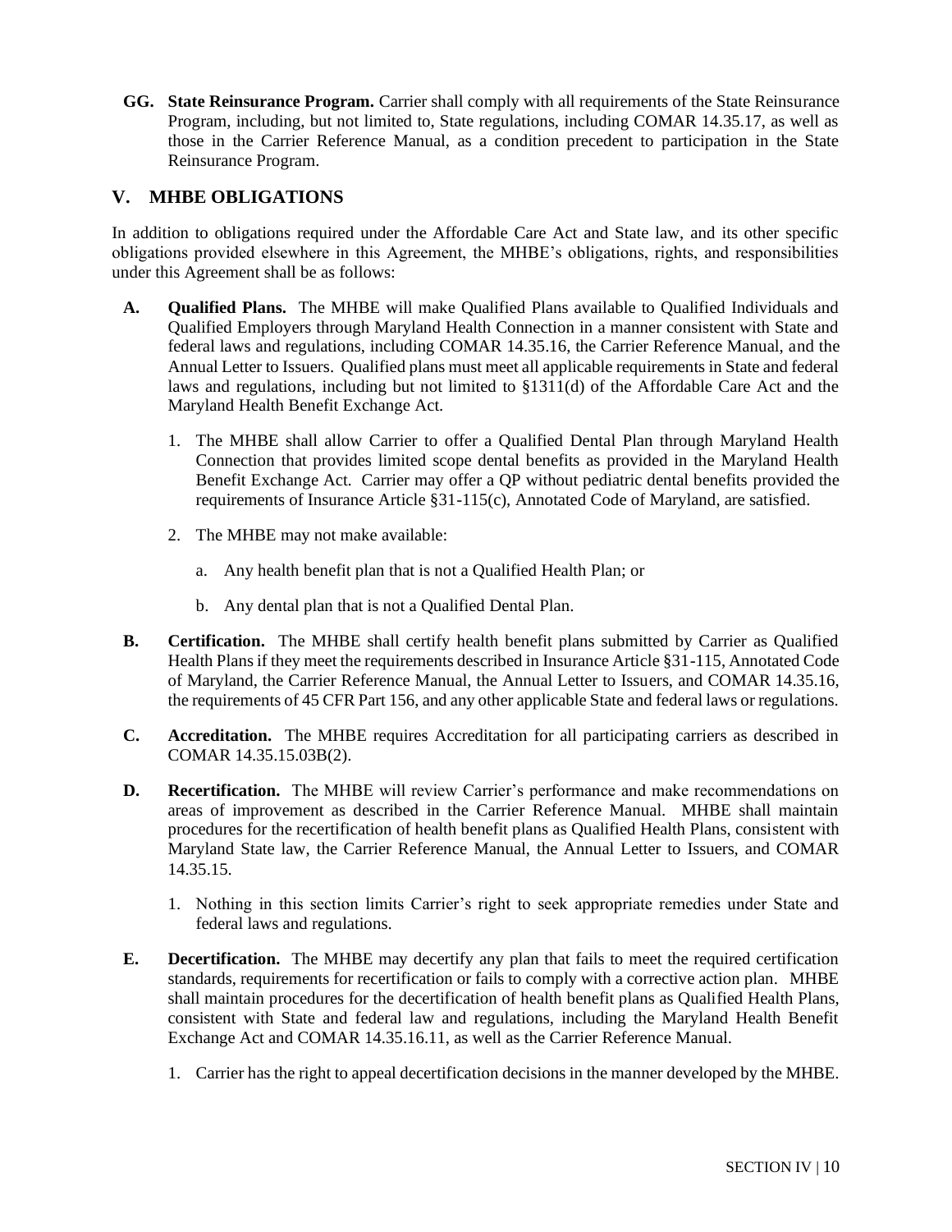**GG. State Reinsurance Program.** Carrier shall comply with all requirements of the State Reinsurance Program, including, but not limited to, State regulations, including COMAR 14.35.17, as well as those in the Carrier Reference Manual, as a condition precedent to participation in the State Reinsurance Program.

## V. MHBE OBLIGATIONS

In addition to obligations required under the Affordable Care Act and State law, and its other specific obligations provided elsewhere in this Agreement, the MHBE's obligations, rights, and responsibilities under this Agreement shall be as follows:

**A. Qualified Plans.** The MHBE will make Qualified Plans available to Qualified Individuals and Qualified Employers through Maryland Health Connection in a manner consistent with State and federal laws and regulations, including COMAR 14.35.16, the Carrier Reference Manual, and the Annual Letter to Issuers. Qualified plans must meet all applicable requirements in State and federal laws and regulations, including but not limited to §1311(d) of the Affordable Care Act and the Maryland Health Benefit Exchange Act.

1. The MHBE shall allow Carrier to offer a Qualified Dental Plan through Maryland Health Connection that provides limited scope dental benefits as provided in the Maryland Health Benefit Exchange Act. Carrier may offer a QP without pediatric dental benefits provided the requirements of Insurance Article §31-115(c), Annotated Code of Maryland, are satisfied.

2. The MHBE may not make available:

   a. Any health benefit plan that is not a Qualified Health Plan; or

   b. Any dental plan that is not a Qualified Dental Plan.

**B. Certification.** The MHBE shall certify health benefit plans submitted by Carrier as Qualified Health Plans if they meet the requirements described in Insurance Article §31-115, Annotated Code of Maryland, the Carrier Reference Manual, the Annual Letter to Issuers, and COMAR 14.35.16, the requirements of 45 CFR Part 156, and any other applicable State and federal laws or regulations.

**C. Accreditation.** The MHBE requires Accreditation for all participating carriers as described in COMAR 14.35.15.03B(2).

**D. Recertification.** The MHBE will review Carrier's performance and make recommendations on areas of improvement as described in the Carrier Reference Manual. MHBE shall maintain procedures for the recertification of health benefit plans as Qualified Health Plans, consistent with Maryland State law, the Carrier Reference Manual, the Annual Letter to Issuers, and COMAR 14.35.15.

1. Nothing in this section limits Carrier's right to seek appropriate remedies under State and federal laws and regulations.

**E. Decertification.** The MHBE may decertify any plan that fails to meet the required certification standards, requirements for recertification or fails to comply with a corrective action plan. MHBE shall maintain procedures for the decertification of health benefit plans as Qualified Health Plans, consistent with State and federal law and regulations, including the Maryland Health Benefit Exchange Act and COMAR 14.35.16.11, as well as the Carrier Reference Manual.

1. Carrier has the right to appeal decertification decisions in the manner developed by the MHBE.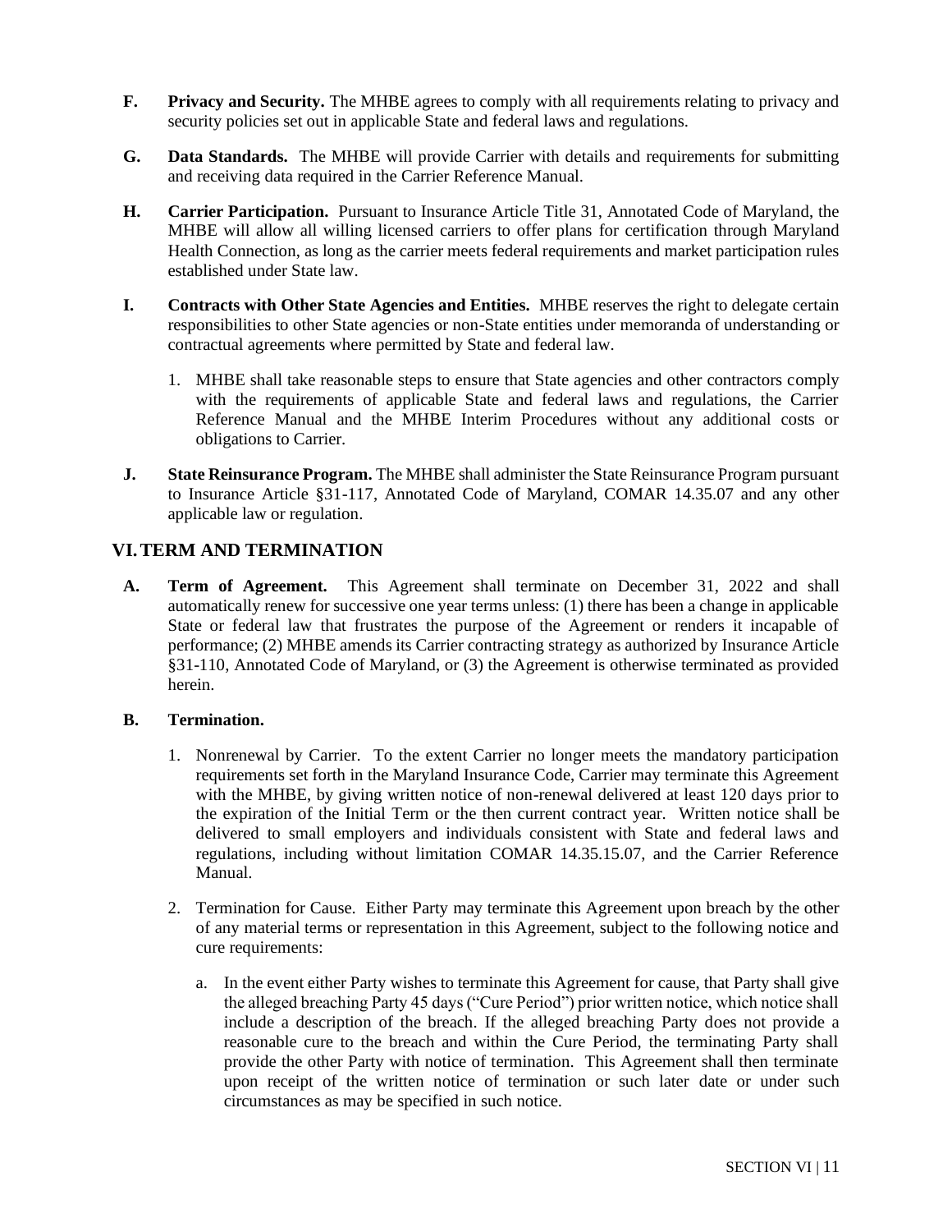**F. Privacy and Security.** The MHBE agrees to comply with all requirements relating to privacy and security policies set out in applicable State and federal laws and regulations.

**G. Data Standards.** The MHBE will provide Carrier with details and requirements for submitting and receiving data required in the Carrier Reference Manual.

**H. Carrier Participation.** Pursuant to Insurance Article Title 31, Annotated Code of Maryland, the MHBE will allow all willing licensed carriers to offer plans for certification through Maryland Health Connection, as long as the carrier meets federal requirements and market participation rules established under State law.

**I. Contracts with Other State Agencies and Entities.** MHBE reserves the right to delegate certain responsibilities to other State agencies or non-State entities under memoranda of understanding or contractual agreements where permitted by State and federal law.

1. MHBE shall take reasonable steps to ensure that State agencies and other contractors comply with the requirements of applicable State and federal laws and regulations, the Carrier Reference Manual and the MHBE Interim Procedures without any additional costs or obligations to Carrier.

**J. State Reinsurance Program.** The MHBE shall administer the State Reinsurance Program pursuant to Insurance Article §31-117, Annotated Code of Maryland, COMAR 14.35.07 and any other applicable law or regulation.

## VI. TERM AND TERMINATION

**A. Term of Agreement.** This Agreement shall terminate on December 31, 2022 and shall automatically renew for successive one year terms unless: (1) there has been a change in applicable State or federal law that frustrates the purpose of the Agreement or renders it incapable of performance; (2) MHBE amends its Carrier contracting strategy as authorized by Insurance Article §31-110, Annotated Code of Maryland, or (3) the Agreement is otherwise terminated as provided herein.

**B. Termination.**

1. Nonrenewal by Carrier. To the extent Carrier no longer meets the mandatory participation requirements set forth in the Maryland Insurance Code, Carrier may terminate this Agreement with the MHBE, by giving written notice of non-renewal delivered at least 120 days prior to the expiration of the Initial Term or the then current contract year. Written notice shall be delivered to small employers and individuals consistent with State and federal laws and regulations, including without limitation COMAR 14.35.15.07, and the Carrier Reference Manual.

2. Termination for Cause. Either Party may terminate this Agreement upon breach by the other of any material terms or representation in this Agreement, subject to the following notice and cure requirements:

   a. In the event either Party wishes to terminate this Agreement for cause, that Party shall give the alleged breaching Party 45 days ("Cure Period") prior written notice, which notice shall include a description of the breach. If the alleged breaching Party does not provide a reasonable cure to the breach and within the Cure Period, the terminating Party shall provide the other Party with notice of termination. This Agreement shall then terminate upon receipt of the written notice of termination or such later date or under such circumstances as may be specified in such notice.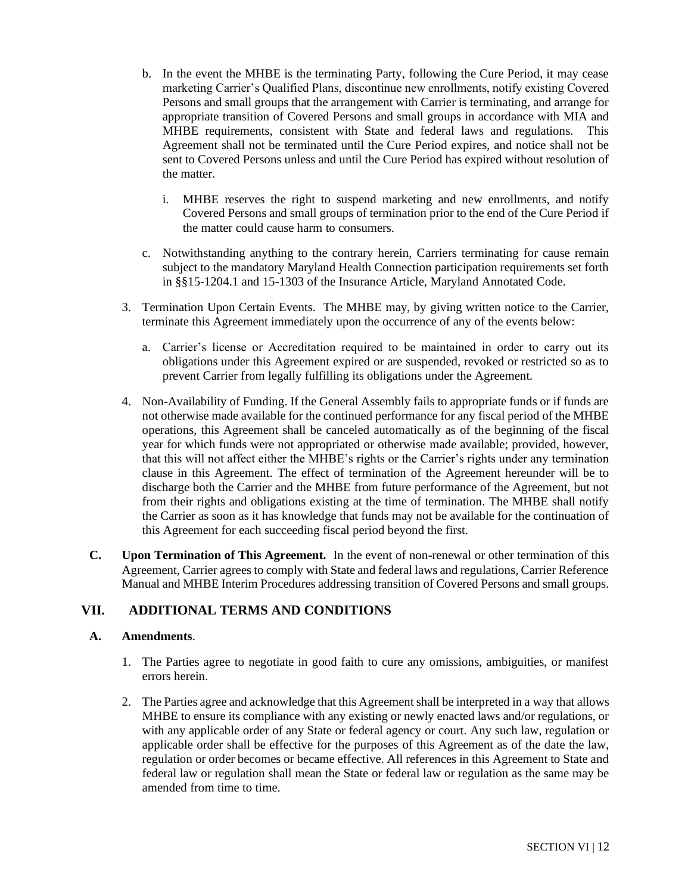b. In the event the MHBE is the terminating Party, following the Cure Period, it may cease marketing Carrier's Qualified Plans, discontinue new enrollments, notify existing Covered Persons and small groups that the arrangement with Carrier is terminating, and arrange for appropriate transition of Covered Persons and small groups in accordance with MIA and MHBE requirements, consistent with State and federal laws and regulations. This Agreement shall not be terminated until the Cure Period expires, and notice shall not be sent to Covered Persons unless and until the Cure Period has expired without resolution of the matter.

   i. MHBE reserves the right to suspend marketing and new enrollments, and notify Covered Persons and small groups of termination prior to the end of the Cure Period if the matter could cause harm to consumers.

c. Notwithstanding anything to the contrary herein, Carriers terminating for cause remain subject to the mandatory Maryland Health Connection participation requirements set forth in §§15-1204.1 and 15-1303 of the Insurance Article, Maryland Annotated Code.

3. Termination Upon Certain Events. The MHBE may, by giving written notice to the Carrier, terminate this Agreement immediately upon the occurrence of any of the events below:

   a. Carrier's license or Accreditation required to be maintained in order to carry out its obligations under this Agreement expired or are suspended, revoked or restricted so as to prevent Carrier from legally fulfilling its obligations under the Agreement.

4. Non-Availability of Funding. If the General Assembly fails to appropriate funds or if funds are not otherwise made available for the continued performance for any fiscal period of the MHBE operations, this Agreement shall be canceled automatically as of the beginning of the fiscal year for which funds were not appropriated or otherwise made available; provided, however, that this will not affect either the MHBE's rights or the Carrier's rights under any termination clause in this Agreement. The effect of termination of the Agreement hereunder will be to discharge both the Carrier and the MHBE from future performance of the Agreement, but not from their rights and obligations existing at the time of termination. The MHBE shall notify the Carrier as soon as it has knowledge that funds may not be available for the continuation of this Agreement for each succeeding fiscal period beyond the first.

**C. Upon Termination of This Agreement.** In the event of non-renewal or other termination of this Agreement, Carrier agrees to comply with State and federal laws and regulations, Carrier Reference Manual and MHBE Interim Procedures addressing transition of Covered Persons and small groups.

## VII. ADDITIONAL TERMS AND CONDITIONS

### A. Amendments.

1. The Parties agree to negotiate in good faith to cure any omissions, ambiguities, or manifest errors herein.

2. The Parties agree and acknowledge that this Agreement shall be interpreted in a way that allows MHBE to ensure its compliance with any existing or newly enacted laws and/or regulations, or with any applicable order of any State or federal agency or court. Any such law, regulation or applicable order shall be effective for the purposes of this Agreement as of the date the law, regulation or order becomes or became effective. All references in this Agreement to State and federal law or regulation shall mean the State or federal law or regulation as the same may be amended from time to time.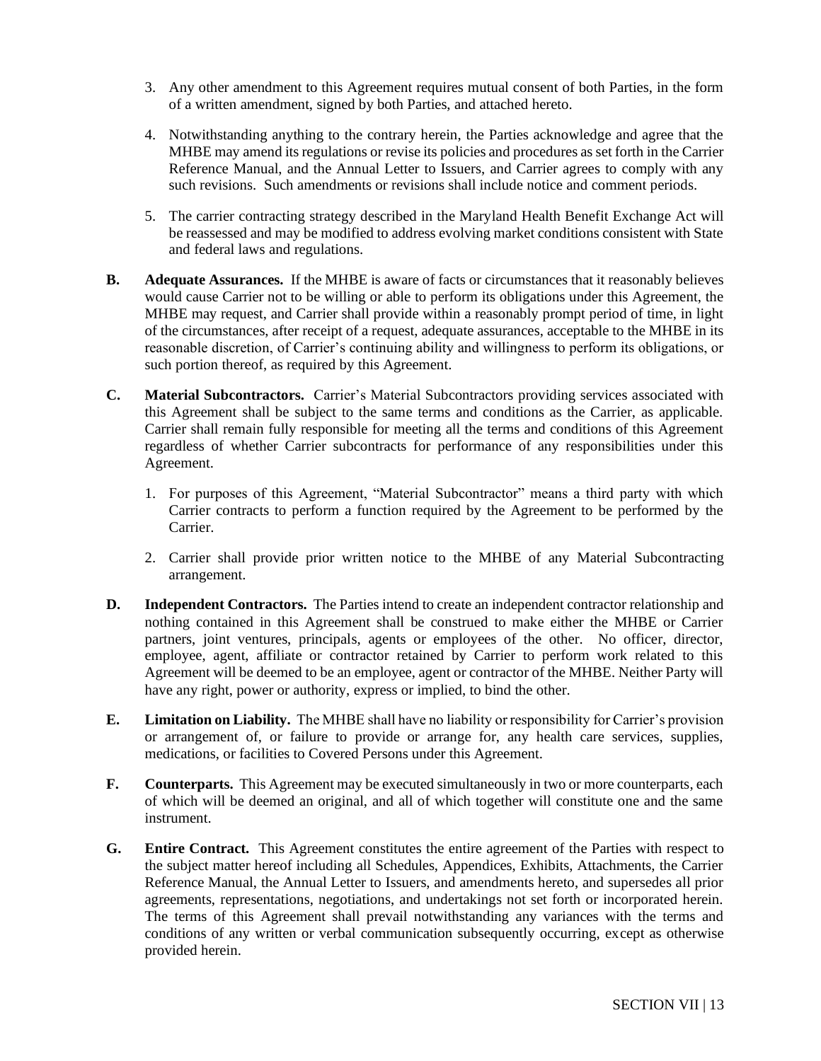3. Any other amendment to this Agreement requires mutual consent of both Parties, in the form of a written amendment, signed by both Parties, and attached hereto.

4. Notwithstanding anything to the contrary herein, the Parties acknowledge and agree that the MHBE may amend its regulations or revise its policies and procedures as set forth in the Carrier Reference Manual, and the Annual Letter to Issuers, and Carrier agrees to comply with any such revisions. Such amendments or revisions shall include notice and comment periods.

5. The carrier contracting strategy described in the Maryland Health Benefit Exchange Act will be reassessed and may be modified to address evolving market conditions consistent with State and federal laws and regulations.

**B. Adequate Assurances.** If the MHBE is aware of facts or circumstances that it reasonably believes would cause Carrier not to be willing or able to perform its obligations under this Agreement, the MHBE may request, and Carrier shall provide within a reasonably prompt period of time, in light of the circumstances, after receipt of a request, adequate assurances, acceptable to the MHBE in its reasonable discretion, of Carrier's continuing ability and willingness to perform its obligations, or such portion thereof, as required by this Agreement.

**C. Material Subcontractors.** Carrier's Material Subcontractors providing services associated with this Agreement shall be subject to the same terms and conditions as the Carrier, as applicable. Carrier shall remain fully responsible for meeting all the terms and conditions of this Agreement regardless of whether Carrier subcontracts for performance of any responsibilities under this Agreement.

1. For purposes of this Agreement, "Material Subcontractor" means a third party with which Carrier contracts to perform a function required by the Agreement to be performed by the Carrier.

2. Carrier shall provide prior written notice to the MHBE of any Material Subcontracting arrangement.

**D. Independent Contractors.** The Parties intend to create an independent contractor relationship and nothing contained in this Agreement shall be construed to make either the MHBE or Carrier partners, joint ventures, principals, agents or employees of the other. No officer, director, employee, agent, affiliate or contractor retained by Carrier to perform work related to this Agreement will be deemed to be an employee, agent or contractor of the MHBE. Neither Party will have any right, power or authority, express or implied, to bind the other.

**E. Limitation on Liability.** The MHBE shall have no liability or responsibility for Carrier's provision or arrangement of, or failure to provide or arrange for, any health care services, supplies, medications, or facilities to Covered Persons under this Agreement.

**F. Counterparts.** This Agreement may be executed simultaneously in two or more counterparts, each of which will be deemed an original, and all of which together will constitute one and the same instrument.

**G. Entire Contract.** This Agreement constitutes the entire agreement of the Parties with respect to the subject matter hereof including all Schedules, Appendices, Exhibits, Attachments, the Carrier Reference Manual, the Annual Letter to Issuers, and amendments hereto, and supersedes all prior agreements, representations, negotiations, and undertakings not set forth or incorporated herein. The terms of this Agreement shall prevail notwithstanding any variances with the terms and conditions of any written or verbal communication subsequently occurring, except as otherwise provided herein.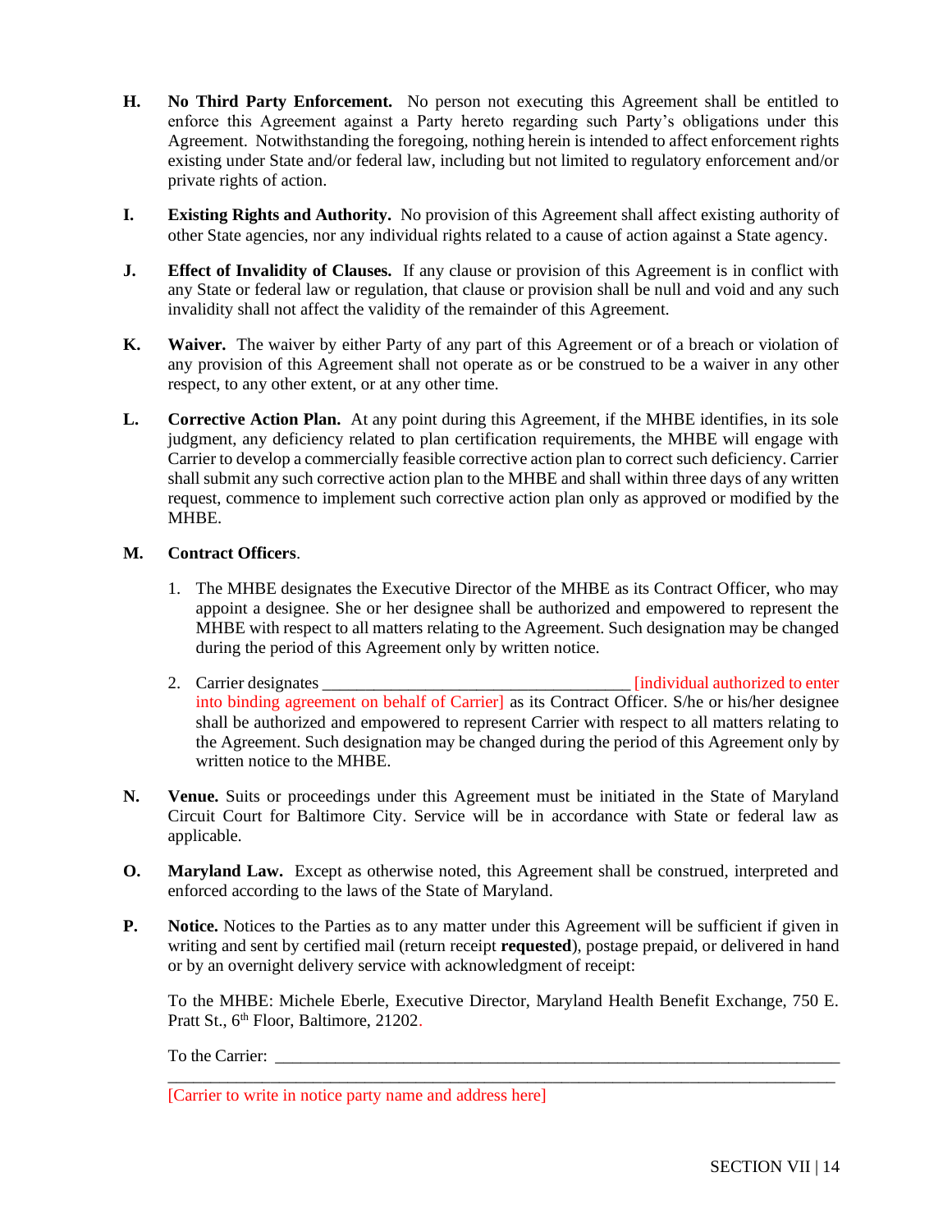**H. No Third Party Enforcement.** No person not executing this Agreement shall be entitled to enforce this Agreement against a Party hereto regarding such Party's obligations under this Agreement. Notwithstanding the foregoing, nothing herein is intended to affect enforcement rights existing under State and/or federal law, including but not limited to regulatory enforcement and/or private rights of action.

**I. Existing Rights and Authority.** No provision of this Agreement shall affect existing authority of other State agencies, nor any individual rights related to a cause of action against a State agency.

**J. Effect of Invalidity of Clauses.** If any clause or provision of this Agreement is in conflict with any State or federal law or regulation, that clause or provision shall be null and void and any such invalidity shall not affect the validity of the remainder of this Agreement.

**K. Waiver.** The waiver by either Party of any part of this Agreement or of a breach or violation of any provision of this Agreement shall not operate as or be construed to be a waiver in any other respect, to any other extent, or at any other time.

**L. Corrective Action Plan.** At any point during this Agreement, if the MHBE identifies, in its sole judgment, any deficiency related to plan certification requirements, the MHBE will engage with Carrier to develop a commercially feasible corrective action plan to correct such deficiency. Carrier shall submit any such corrective action plan to the MHBE and shall within three days of any written request, commence to implement such corrective action plan only as approved or modified by the MHBE.

**M. Contract Officers.**

1. The MHBE designates the Executive Director of the MHBE as its Contract Officer, who may appoint a designee. She or her designee shall be authorized and empowered to represent the MHBE with respect to all matters relating to the Agreement. Such designation may be changed during the period of this Agreement only by written notice.

2. Carrier designates ___________________________________ [individual authorized to enter into binding agreement on behalf of Carrier] as its Contract Officer. S/he or his/her designee shall be authorized and empowered to represent Carrier with respect to all matters relating to the Agreement. Such designation may be changed during the period of this Agreement only by written notice to the MHBE.

**N. Venue.** Suits or proceedings under this Agreement must be initiated in the State of Maryland Circuit Court for Baltimore City. Service will be in accordance with State or federal law as applicable.

**O. Maryland Law.** Except as otherwise noted, this Agreement shall be construed, interpreted and enforced according to the laws of the State of Maryland.

**P. Notice.** Notices to the Parties as to any matter under this Agreement will be sufficient if given in writing and sent by certified mail (return receipt **requested**), postage prepaid, or delivered in hand or by an overnight delivery service with acknowledgment of receipt:

To the MHBE: Michele Eberle, Executive Director, Maryland Health Benefit Exchange, 750 E. Pratt St., 6th Floor, Baltimore, 21202.

To the Carrier: ______________________________________________________________
______________________________________________________________________________
[Carrier to write in notice party name and address here]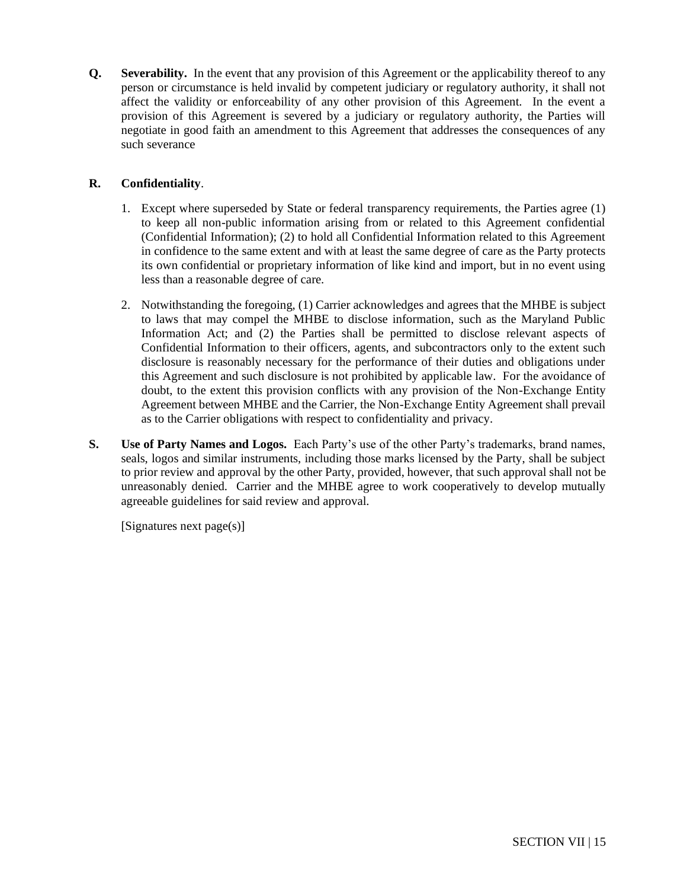**Q. Severability.** In the event that any provision of this Agreement or the applicability thereof to any person or circumstance is held invalid by competent judiciary or regulatory authority, it shall not affect the validity or enforceability of any other provision of this Agreement. In the event a provision of this Agreement is severed by a judiciary or regulatory authority, the Parties will negotiate in good faith an amendment to this Agreement that addresses the consequences of any such severance

**R. Confidentiality**.

1. Except where superseded by State or federal transparency requirements, the Parties agree (1) to keep all non-public information arising from or related to this Agreement confidential (Confidential Information); (2) to hold all Confidential Information related to this Agreement in confidence to the same extent and with at least the same degree of care as the Party protects its own confidential or proprietary information of like kind and import, but in no event using less than a reasonable degree of care.

2. Notwithstanding the foregoing, (1) Carrier acknowledges and agrees that the MHBE is subject to laws that may compel the MHBE to disclose information, such as the Maryland Public Information Act; and (2) the Parties shall be permitted to disclose relevant aspects of Confidential Information to their officers, agents, and subcontractors only to the extent such disclosure is reasonably necessary for the performance of their duties and obligations under this Agreement and such disclosure is not prohibited by applicable law. For the avoidance of doubt, to the extent this provision conflicts with any provision of the Non-Exchange Entity Agreement between MHBE and the Carrier, the Non-Exchange Entity Agreement shall prevail as to the Carrier obligations with respect to confidentiality and privacy.

**S. Use of Party Names and Logos.** Each Party's use of the other Party's trademarks, brand names, seals, logos and similar instruments, including those marks licensed by the Party, shall be subject to prior review and approval by the other Party, provided, however, that such approval shall not be unreasonably denied. Carrier and the MHBE agree to work cooperatively to develop mutually agreeable guidelines for said review and approval.

[Signatures next page(s)]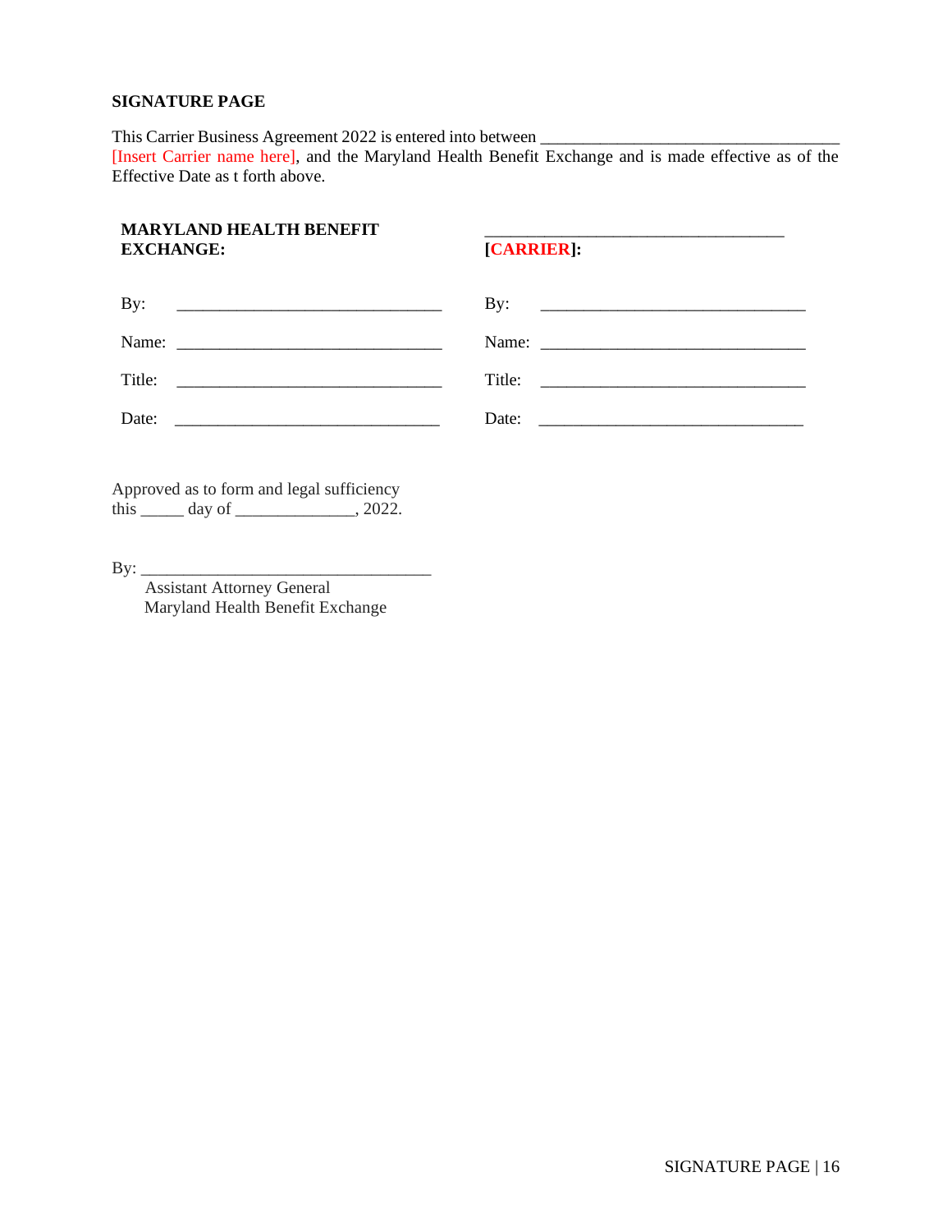**SIGNATURE PAGE**

This Carrier Business Agreement 2022 is entered into between ___________________________________ [Insert Carrier name here], and the Maryland Health Benefit Exchange and is made effective as of the Effective Date as t forth above.

| **MARYLAND HEALTH BENEFIT EXCHANGE:** | ___________________________________ **[CARRIER]:** |
|---|---|
| By: ______________________________ | By: ______________________________ |
| Name: ______________________________ | Name: ______________________________ |
| Title: ______________________________ | Title: ______________________________ |
| Date: ______________________________ | Date: ______________________________ |

Approved as to form and legal sufficiency
this _____ day of ______________, 2022.

By: __________________________________
Assistant Attorney General
Maryland Health Benefit Exchange